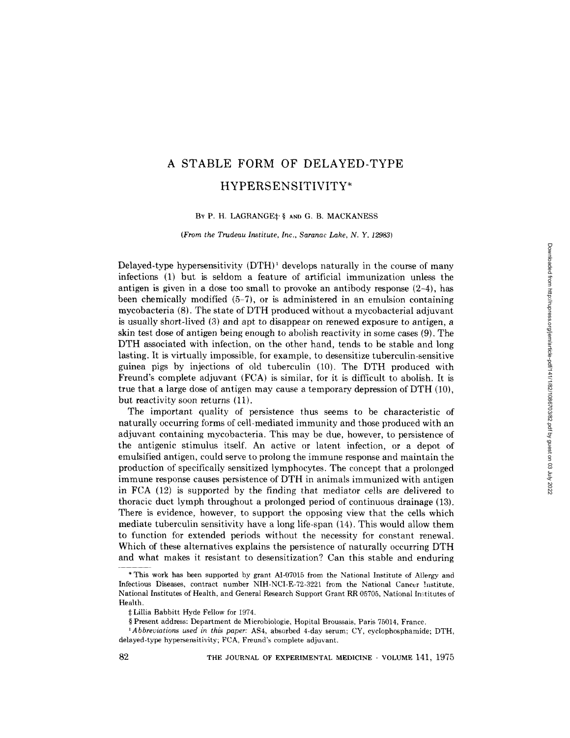# A STABLE FORM OF DELAYED-TYPE HYPERSENSITIVITY*

BY P. H. LAGRANGE‡ § AND G. B. MACKANESS

*(From the Trudeau Institute, Inc., Saranac Lake, N. Y. 12983)*

Delayed-type hypersensitivity (DTH)[1] develops naturally in the course of many infections (1) but is seldom a feature of artificial immunization unless the antigen is given in a dose too small to provoke an antibody response (2–4), has been chemically modified (5–7), or is administered in an emulsion containing mycobacteria (8). The state of DTH produced without a mycobacterial adjuvant is usually short-lived (3) and apt to disappear on renewed exposure to antigen, a skin test dose of antigen being enough to abolish reactivity in some cases (9). The DTH associated with infection, on the other hand, tends to be stable and long lasting. It is virtually impossible, for example, to desensitize tuberculin-sensitive guinea pigs by injections of old tuberculin (10). The DTH produced with Freund's complete adjuvant (FCA) is similar, for it is difficult to abolish. It is true that a large dose of antigen may cause a temporary depression of DTH (10), but reactivity soon returns (11).

The important quality of persistence thus seems to be characteristic of naturally occurring forms of cell-mediated immunity and those produced with an adjuvant containing mycobacteria. This may be due, however, to persistence of the antigenic stimulus itself. An active or latent infection, or a depot of emulsified antigen, could serve to prolong the immune response and maintain the production of specifically sensitized lymphocytes. The concept that a prolonged immune response causes persistence of DTH in animals immunized with antigen in FCA (12) is supported by the finding that mediator cells are delivered to thoracic duct lymph throughout a prolonged period of continuous drainage (13). There is evidence, however, to support the opposing view that the cells which mediate tuberculin sensitivity have a long life-span (14). This would allow them to function for extended periods without the necessity for constant renewal. Which of these alternatives explains the persistence of naturally occurring DTH and what makes it resistant to desensitization? Can this stable and enduring

---

* This work has been supported by grant AI-07015 from the National Institute of Allergy and Infectious Diseases, contract number NIH-NCI-E-72-3221 from the National Cancer Institute, National Institutes of Health, and General Research Support Grant RR 05705, National Institutes of Health.

‡ Lillia Babbitt Hyde Fellow for 1974.

§ Present address: Department de Microbiologie, Hopital Broussais, Paris 75014, France.

[1] *Abbreviations used in this paper:* AS4, absorbed 4-day serum; CY, cyclophosphamide; DTH, delayed-type hypersensitivity; FCA, Freund's complete adjuvant.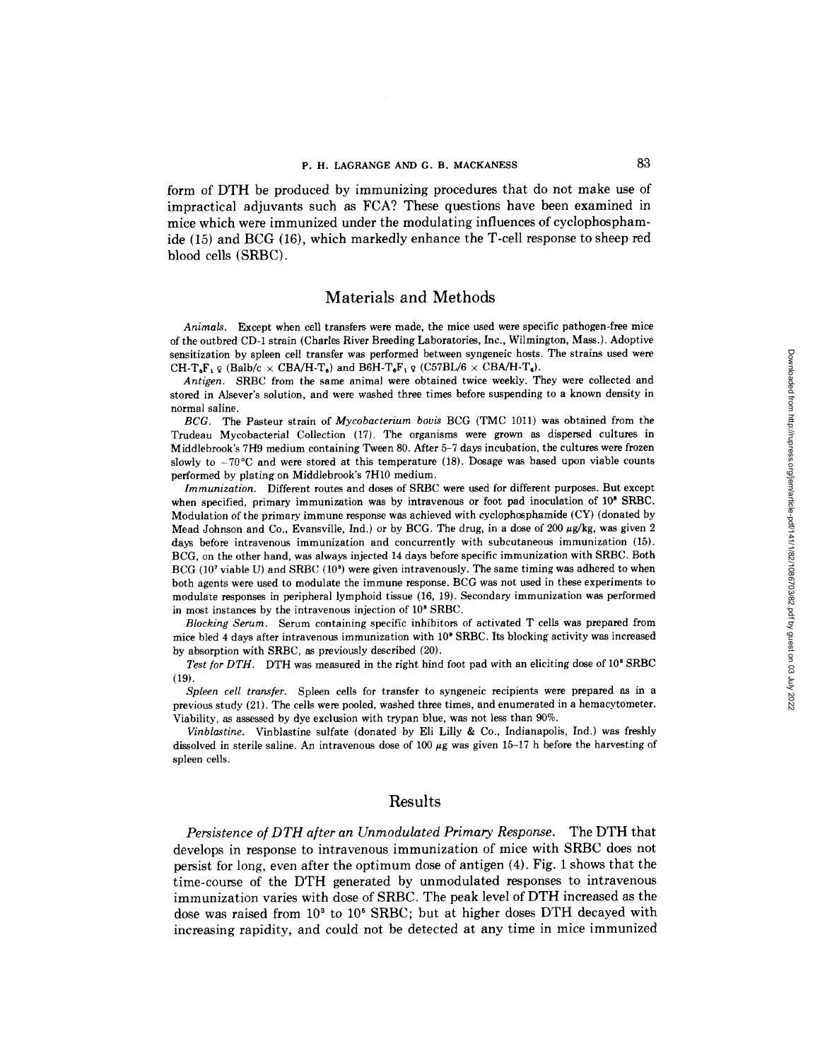form of DTH be produced by immunizing procedures that do not make use of impractical adjuvants such as FCA? These questions have been examined in mice which were immunized under the modulating influences of cyclophosphamide (15) and BCG (16), which markedly enhance the T-cell response to sheep red blood cells (SRBC).

## Materials and Methods

*Animals.* Except when cell transfers were made, the mice used were specific pathogen-free mice of the outbred CD-1 strain (Charles River Breeding Laboratories, Inc., Wilmington, Mass.). Adoptive sensitization by spleen cell transfer was performed between syngeneic hosts. The strains used were $CH\text{-}T_6F_1$ ♀ (Balb/c × $CBA/H\text{-}T_6$) and $B6H\text{-}T_6F_1$ ♀ (C57BL/6 × $CBA/H\text{-}T_6$).

*Antigen.* SRBC from the same animal were obtained twice weekly. They were collected and stored in Alsever's solution, and were washed three times before suspending to a known density in normal saline.

*BCG.* The Pasteur strain of *Mycobacterium bovis* BCG (TMC 1011) was obtained from the Trudeau Mycobacterial Collection (17). The organisms were grown as dispersed cultures in Middlebrook's 7H9 medium containing Tween 80. After 5–7 days incubation, the cultures were frozen slowly to −70°C and were stored at this temperature (18). Dosage was based upon viable counts performed by plating on Middlebrook's 7H10 medium.

*Immunization.* Different routes and doses of SRBC were used for different purposes. But except when specified, primary immunization was by intravenous or foot pad inoculation of $10^8$ SRBC. Modulation of the primary immune response was achieved with cyclophosphamide (CY) (donated by Mead Johnson and Co., Evansville, Ind.) or by BCG. The drug, in a dose of 200 μg/kg, was given 2 days before intravenous immunization and concurrently with subcutaneous immunization (15). BCG, on the other hand, was always injected 14 days before specific immunization with SRBC. Both BCG ($10^7$ viable U) and SRBC ($10^8$) were given intravenously. The same timing was adhered to when both agents were used to modulate the immune response. BCG was not used in these experiments to modulate responses in peripheral lymphoid tissue (16, 19). Secondary immunization was performed in most instances by the intravenous injection of $10^8$ SRBC.

*Blocking Serum.* Serum containing specific inhibitors of activated T cells was prepared from mice bled 4 days after intravenous immunization with $10^9$ SRBC. Its blocking activity was increased by absorption with SRBC, as previously described (20).

*Test for DTH.* DTH was measured in the right hind foot pad with an eliciting dose of $10^8$ SRBC (19).

*Spleen cell transfer.* Spleen cells for transfer to syngeneic recipients were prepared as in a previous study (21). The cells were pooled, washed three times, and enumerated in a hemacytometer. Viability, as assessed by dye exclusion with trypan blue, was not less than 90%.

*Vinblastine.* Vinblastine sulfate (donated by Eli Lilly & Co., Indianapolis, Ind.) was freshly dissolved in sterile saline. An intravenous dose of 100 μg was given 15–17 h before the harvesting of spleen cells.

## Results

*Persistence of DTH after an Unmodulated Primary Response.* The DTH that develops in response to intravenous immunization of mice with SRBC does not persist for long, even after the optimum dose of antigen (4). Fig. 1 shows that the time-course of the DTH generated by unmodulated responses to intravenous immunization varies with dose of SRBC. The peak level of DTH increased as the dose was raised from $10^3$ to $10^6$ SRBC; but at higher doses DTH decayed with increasing rapidity, and could not be detected at any time in mice immunized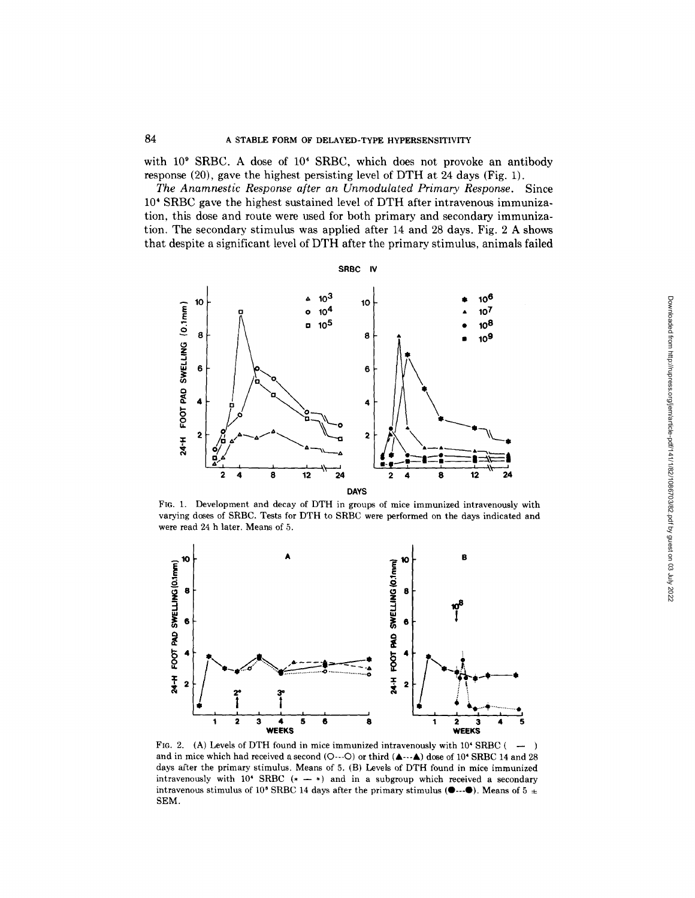with $10^9$ SRBC. A dose of $10^4$ SRBC, which does not provoke an antibody response (20), gave the highest persisting level of DTH at 24 days (Fig. 1).

*The Anamnestic Response after an Unmodulated Primary Response.* Since $10^4$ SRBC gave the highest sustained level of DTH after intravenous immunization, this dose and route were used for both primary and secondary immunization. The secondary stimulus was applied after 14 and 28 days. Fig. 2 A shows that despite a significant level of DTH after the primary stimulus, animals failed

FIG. 1. Development and decay of DTH in groups of mice immunized intravenously with varying doses of SRBC. Tests for DTH to SRBC were performed on the days indicated and were read 24 h later. Means of 5.

FIG. 2. (A) Levels of DTH found in mice immunized intravenously with $10^4$ SRBC ( — ) and in mice which had received a second (O---O) or third (▲---▲) dose of $10^4$ SRBC 14 and 28 days after the primary stimulus. Means of 5. (B) Levels of DTH found in mice immunized intravenously with $10^4$ SRBC (* — *) and in a subgroup which received a secondary intravenous stimulus of $10^8$ SRBC 14 days after the primary stimulus (●---●). Means of 5 ± SEM.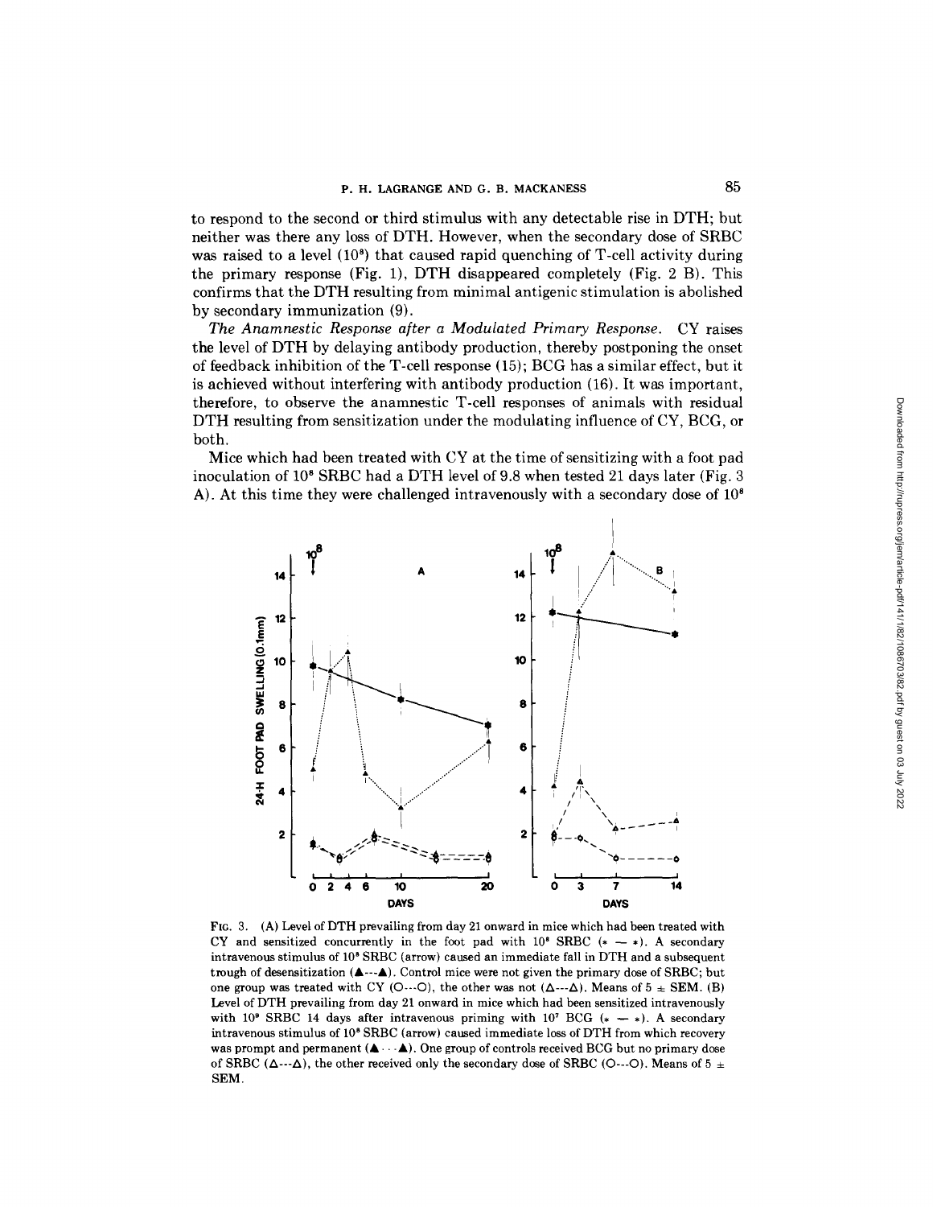to respond to the second or third stimulus with any detectable rise in DTH; but neither was there any loss of DTH. However, when the secondary dose of SRBC was raised to a level ($10^9$) that caused rapid quenching of T-cell activity during the primary response (Fig. 1), DTH disappeared completely (Fig. 2 B). This confirms that the DTH resulting from minimal antigenic stimulation is abolished by secondary immunization (9).

*The Anamnestic Response after a Modulated Primary Response.* CY raises the level of DTH by delaying antibody production, thereby postponing the onset of feedback inhibition of the T-cell response (15); BCG has a similar effect, but it is achieved without interfering with antibody production (16). It was important, therefore, to observe the anamnestic T-cell responses of animals with residual DTH resulting from sensitization under the modulating influence of CY, BCG, or both.

Mice which had been treated with CY at the time of sensitizing with a foot pad inoculation of $10^8$ SRBC had a DTH level of 9.8 when tested 21 days later (Fig. 3 A). At this time they were challenged intravenously with a secondary dose of $10^8$

FIG. 3. (A) Level of DTH prevailing from day 21 onward in mice which had been treated with CY and sensitized concurrently in the foot pad with $10^8$ SRBC (* — *). A secondary intravenous stimulus of $10^8$ SRBC (arrow) caused an immediate fall in DTH and a subsequent trough of desensitization (▲---▲). Control mice were not given the primary dose of SRBC; but one group was treated with CY (O---O), the other was not (Δ---Δ). Means of 5 ± SEM. (B) Level of DTH prevailing from day 21 onward in mice which had been sensitized intravenously with $10^9$ SRBC 14 days after intravenous priming with $10^7$ BCG (* — *). A secondary intravenous stimulus of $10^8$ SRBC (arrow) caused immediate loss of DTH from which recovery was prompt and permanent (▲···▲). One group of controls received BCG but no primary dose of SRBC (Δ---Δ), the other received only the secondary dose of SRBC (O---O). Means of 5 ± SEM.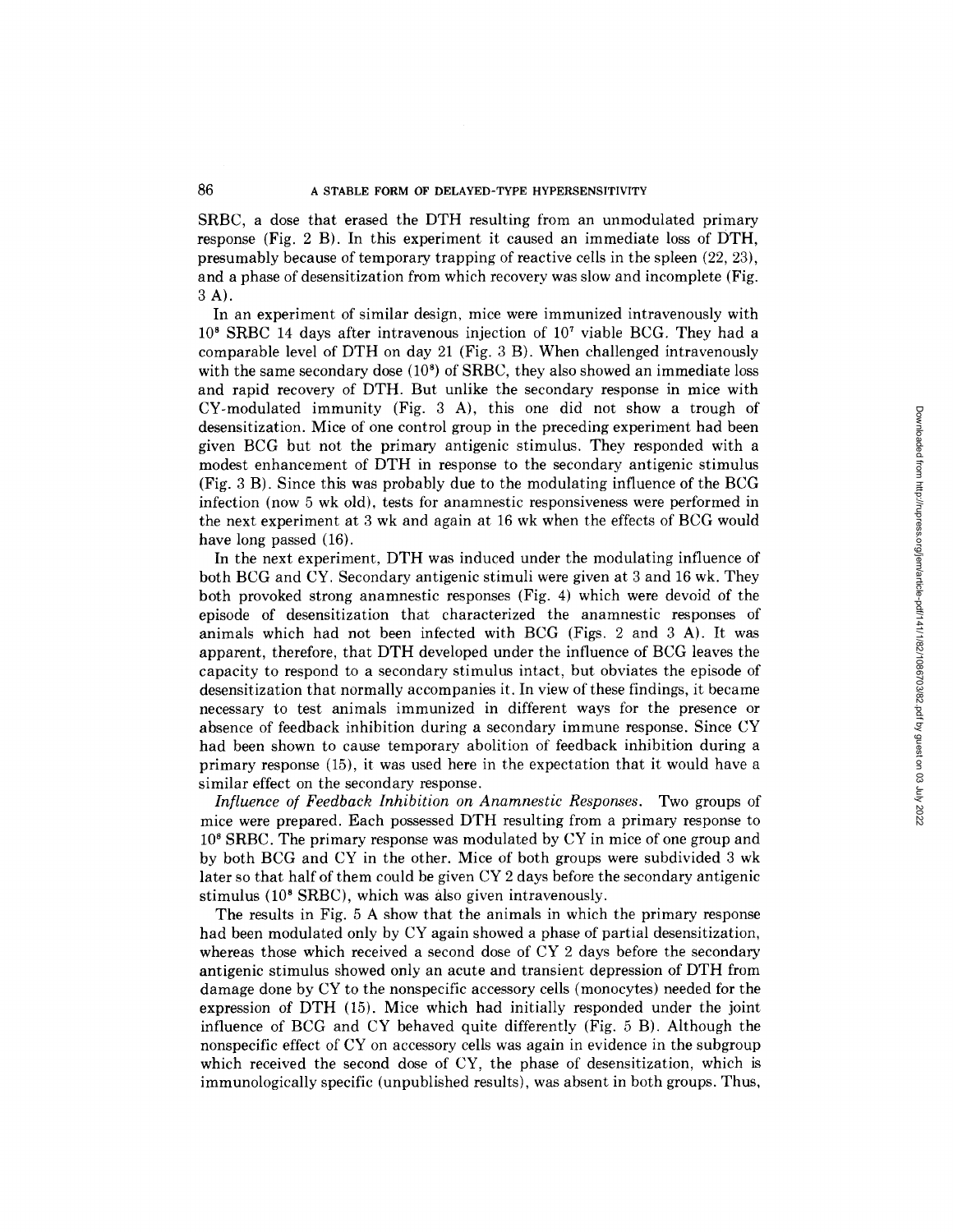SRBC, a dose that erased the DTH resulting from an unmodulated primary response (Fig. 2 B). In this experiment it caused an immediate loss of DTH, presumably because of temporary trapping of reactive cells in the spleen (22, 23), and a phase of desensitization from which recovery was slow and incomplete (Fig. 3 A).

In an experiment of similar design, mice were immunized intravenously with $10^8$ SRBC 14 days after intravenous injection of $10^7$ viable BCG. They had a comparable level of DTH on day 21 (Fig. 3 B). When challenged intravenously with the same secondary dose ($10^8$) of SRBC, they also showed an immediate loss and rapid recovery of DTH. But unlike the secondary response in mice with CY-modulated immunity (Fig. 3 A), this one did not show a trough of desensitization. Mice of one control group in the preceding experiment had been given BCG but not the primary antigenic stimulus. They responded with a modest enhancement of DTH in response to the secondary antigenic stimulus (Fig. 3 B). Since this was probably due to the modulating influence of the BCG infection (now 5 wk old), tests for anamnestic responsiveness were performed in the next experiment at 3 wk and again at 16 wk when the effects of BCG would have long passed (16).

In the next experiment, DTH was induced under the modulating influence of both BCG and CY. Secondary antigenic stimuli were given at 3 and 16 wk. They both provoked strong anamnestic responses (Fig. 4) which were devoid of the episode of desensitization that characterized the anamnestic responses of animals which had not been infected with BCG (Figs. 2 and 3 A). It was apparent, therefore, that DTH developed under the influence of BCG leaves the capacity to respond to a secondary stimulus intact, but obviates the episode of desensitization that normally accompanies it. In view of these findings, it became necessary to test animals immunized in different ways for the presence or absence of feedback inhibition during a secondary immune response. Since CY had been shown to cause temporary abolition of feedback inhibition during a primary response (15), it was used here in the expectation that it would have a similar effect on the secondary response.

*Influence of Feedback Inhibition on Anamnestic Responses.* Two groups of mice were prepared. Each possessed DTH resulting from a primary response to $10^8$ SRBC. The primary response was modulated by CY in mice of one group and by both BCG and CY in the other. Mice of both groups were subdivided 3 wk later so that half of them could be given CY 2 days before the secondary antigenic stimulus ($10^8$ SRBC), which was also given intravenously.

The results in Fig. 5 A show that the animals in which the primary response had been modulated only by CY again showed a phase of partial desensitization, whereas those which received a second dose of CY 2 days before the secondary antigenic stimulus showed only an acute and transient depression of DTH from damage done by CY to the nonspecific accessory cells (monocytes) needed for the expression of DTH (15). Mice which had initially responded under the joint influence of BCG and CY behaved quite differently (Fig. 5 B). Although the nonspecific effect of CY on accessory cells was again in evidence in the subgroup which received the second dose of CY, the phase of desensitization, which is immunologically specific (unpublished results), was absent in both groups. Thus,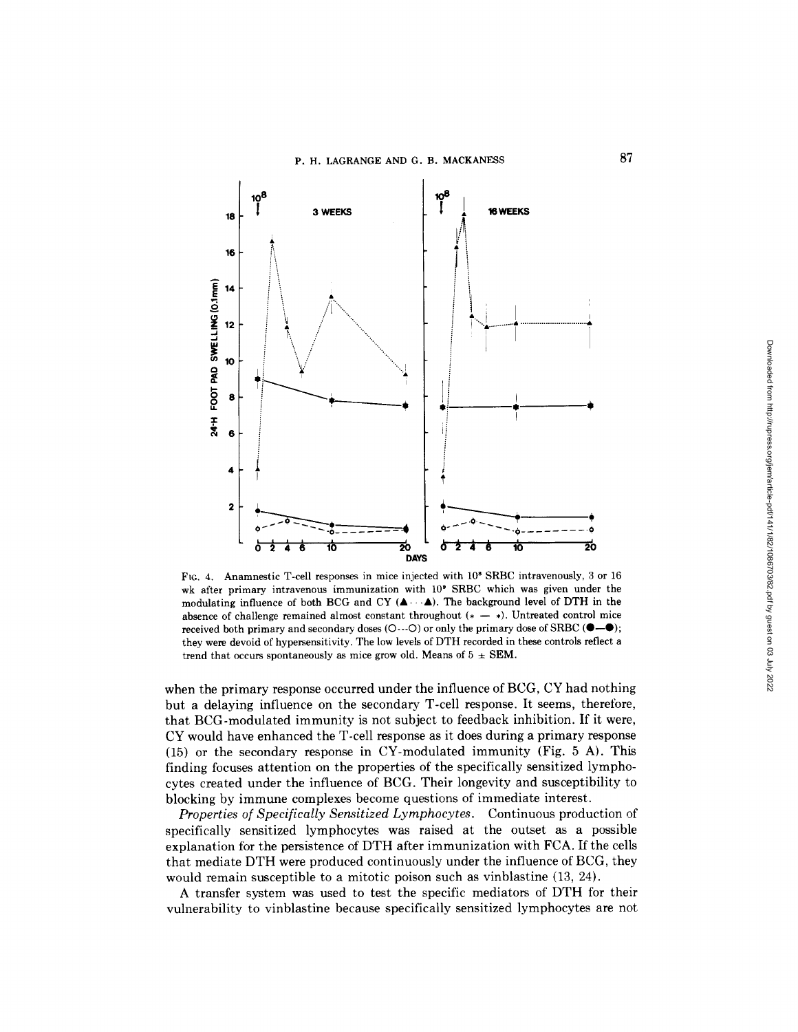FIG. 4. Anamnestic T-cell responses in mice injected with $10^8$ SRBC intravenously, 3 or 16 wk after primary intravenous immunization with $10^8$ SRBC which was given under the modulating influence of both BCG and CY (▲···▲). The background level of DTH in the absence of challenge remained almost constant throughout (∗ — ∗). Untreated control mice received both primary and secondary doses (O---O) or only the primary dose of SRBC (●—●); they were devoid of hypersensitivity. The low levels of DTH recorded in these controls reflect a trend that occurs spontaneously as mice grow old. Means of 5 ± SEM.

when the primary response occurred under the influence of BCG, CY had nothing but a delaying influence on the secondary T-cell response. It seems, therefore, that BCG-modulated immunity is not subject to feedback inhibition. If it were, CY would have enhanced the T-cell response as it does during a primary response (15) or the secondary response in CY-modulated immunity (Fig. 5 A). This finding focuses attention on the properties of the specifically sensitized lymphocytes created under the influence of BCG. Their longevity and susceptibility to blocking by immune complexes become questions of immediate interest.

*Properties of Specifically Sensitized Lymphocytes.* Continuous production of specifically sensitized lymphocytes was raised at the outset as a possible explanation for the persistence of DTH after immunization with FCA. If the cells that mediate DTH were produced continuously under the influence of BCG, they would remain susceptible to a mitotic poison such as vinblastine (13, 24).

A transfer system was used to test the specific mediators of DTH for their vulnerability to vinblastine because specifically sensitized lymphocytes are not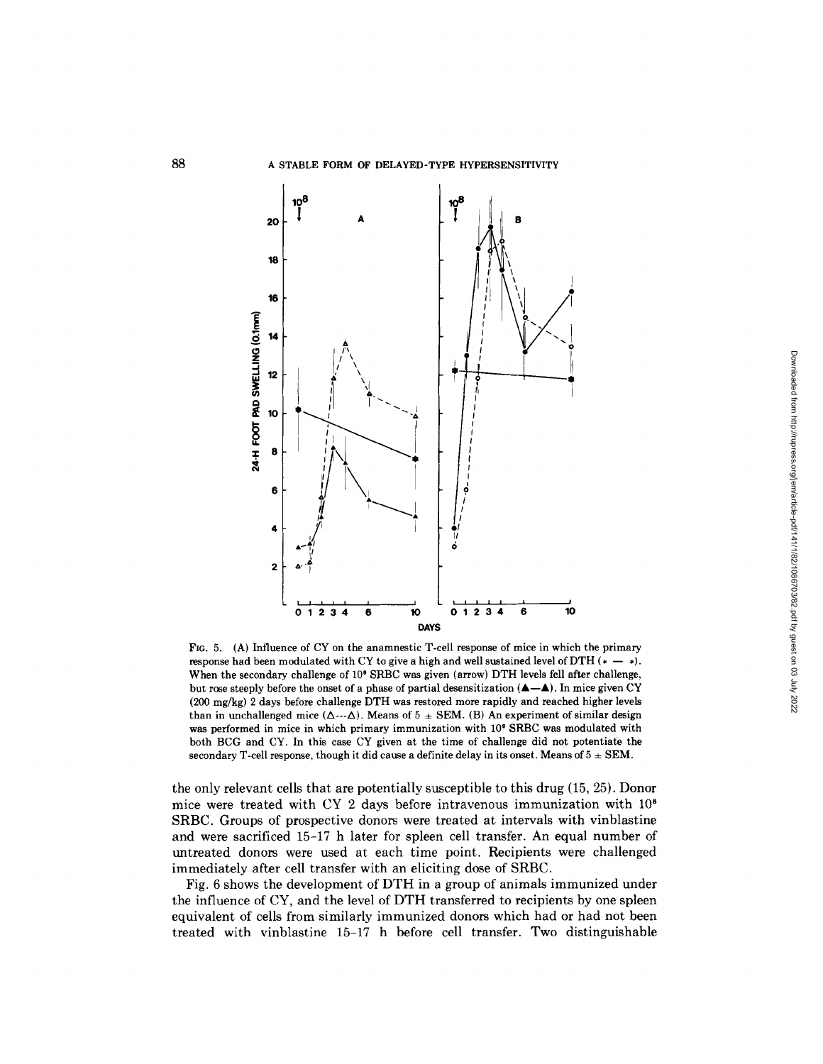FIG. 5. (A) Influence of CY on the anamnestic T-cell response of mice in which the primary response had been modulated with CY to give a high and well sustained level of DTH (∗ — ∗). When the secondary challenge of $10^8$ SRBC was given (arrow) DTH levels fell after challenge, but rose steeply before the onset of a phase of partial desensitization (▲—▲). In mice given CY (200 mg/kg) 2 days before challenge DTH was restored more rapidly and reached higher levels than in unchallenged mice (△---△). Means of 5 ± SEM. (B) An experiment of similar design was performed in mice in which primary immunization with $10^8$ SRBC was modulated with both BCG and CY. In this case CY given at the time of challenge did not potentiate the secondary T-cell response, though it did cause a definite delay in its onset. Means of 5 ± SEM.

the only relevant cells that are potentially susceptible to this drug (15, 25). Donor mice were treated with CY 2 days before intravenous immunization with $10^8$ SRBC. Groups of prospective donors were treated at intervals with vinblastine and were sacrificed 15–17 h later for spleen cell transfer. An equal number of untreated donors were used at each time point. Recipients were challenged immediately after cell transfer with an eliciting dose of SRBC.

Fig. 6 shows the development of DTH in a group of animals immunized under the influence of CY, and the level of DTH transferred to recipients by one spleen equivalent of cells from similarly immunized donors which had or had not been treated with vinblastine 15–17 h before cell transfer. Two distinguishable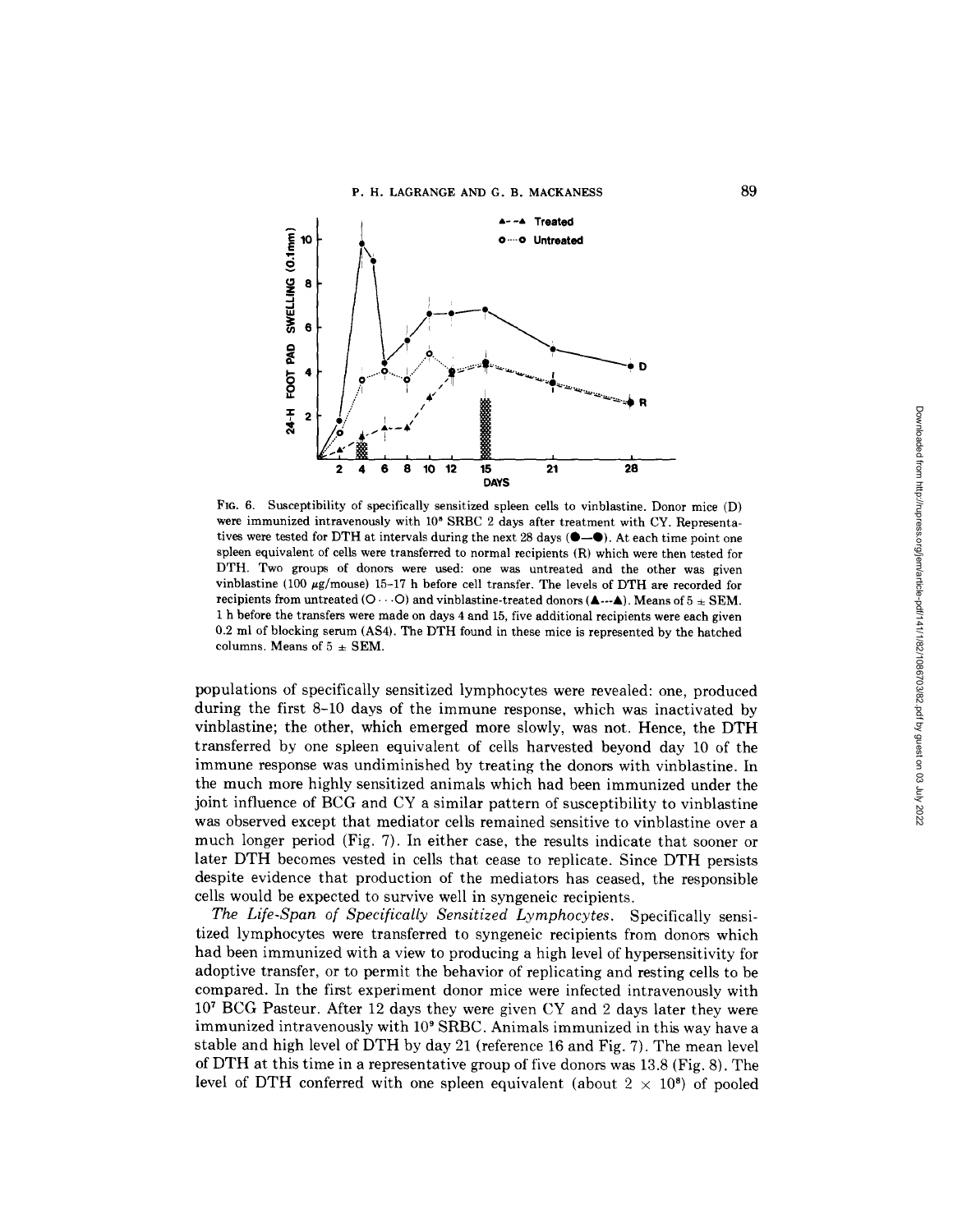FIG. 6. Susceptibility of specifically sensitized spleen cells to vinblastine. Donor mice (D) were immunized intravenously with $10^8$ SRBC 2 days after treatment with CY. Representatives were tested for DTH at intervals during the next 28 days (●—●). At each time point one spleen equivalent of cells were transferred to normal recipients (R) which were then tested for DTH. Two groups of donors were used: one was untreated and the other was given vinblastine (100 μg/mouse) 15–17 h before cell transfer. The levels of DTH are recorded for recipients from untreated (O···O) and vinblastine-treated donors (▲---▲). Means of 5 ± SEM. 1 h before the transfers were made on days 4 and 15, five additional recipients were each given 0.2 ml of blocking serum (AS4). The DTH found in these mice is represented by the hatched columns. Means of 5 ± SEM.

populations of specifically sensitized lymphocytes were revealed: one, produced during the first 8–10 days of the immune response, which was inactivated by vinblastine; the other, which emerged more slowly, was not. Hence, the DTH transferred by one spleen equivalent of cells harvested beyond day 10 of the immune response was undiminished by treating the donors with vinblastine. In the much more highly sensitized animals which had been immunized under the joint influence of BCG and CY a similar pattern of susceptibility to vinblastine was observed except that mediator cells remained sensitive to vinblastine over a much longer period (Fig. 7). In either case, the results indicate that sooner or later DTH becomes vested in cells that cease to replicate. Since DTH persists despite evidence that production of the mediators has ceased, the responsible cells would be expected to survive well in syngeneic recipients.

*The Life-Span of Specifically Sensitized Lymphocytes.* Specifically sensitized lymphocytes were transferred to syngeneic recipients from donors which had been immunized with a view to producing a high level of hypersensitivity for adoptive transfer, or to permit the behavior of replicating and resting cells to be compared. In the first experiment donor mice were infected intravenously with $10^7$ BCG Pasteur. After 12 days they were given CY and 2 days later they were immunized intravenously with $10^9$ SRBC. Animals immunized in this way have a stable and high level of DTH by day 21 (reference 16 and Fig. 7). The mean level of DTH at this time in a representative group of five donors was 13.8 (Fig. 8). The level of DTH conferred with one spleen equivalent (about $2 \times 10^8$) of pooled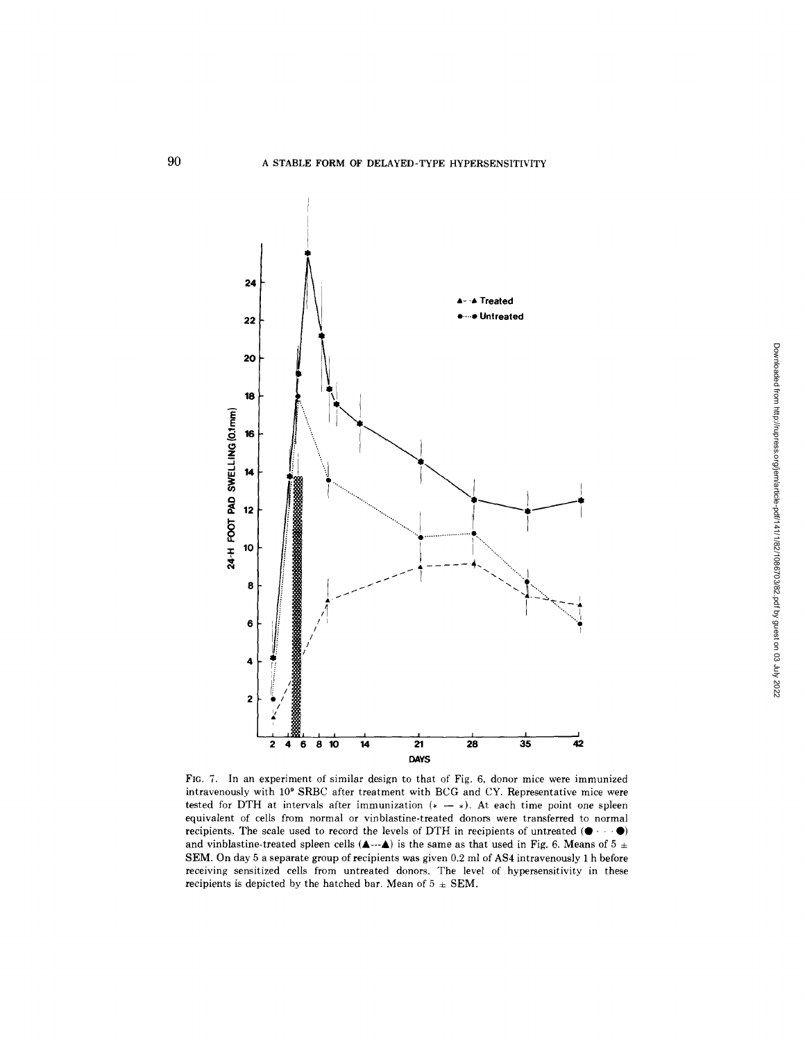FIG. 7. In an experiment of similar design to that of Fig. 6, donor mice were immunized intravenously with $10^9$ SRBC after treatment with BCG and CY. Representative mice were tested for DTH at intervals after immunization (* — *). At each time point one spleen equivalent of cells from normal or vinblastine-treated donors were transferred to normal recipients. The scale used to record the levels of DTH in recipients of untreated (● · · · ●) and vinblastine-treated spleen cells (▲---▲) is the same as that used in Fig. 6. Means of 5 ± SEM. On day 5 a separate group of recipients was given 0.2 ml of AS4 intravenously 1 h before receiving sensitized cells from untreated donors. The level of hypersensitivity in these recipients is depicted by the hatched bar. Mean of 5 ± SEM.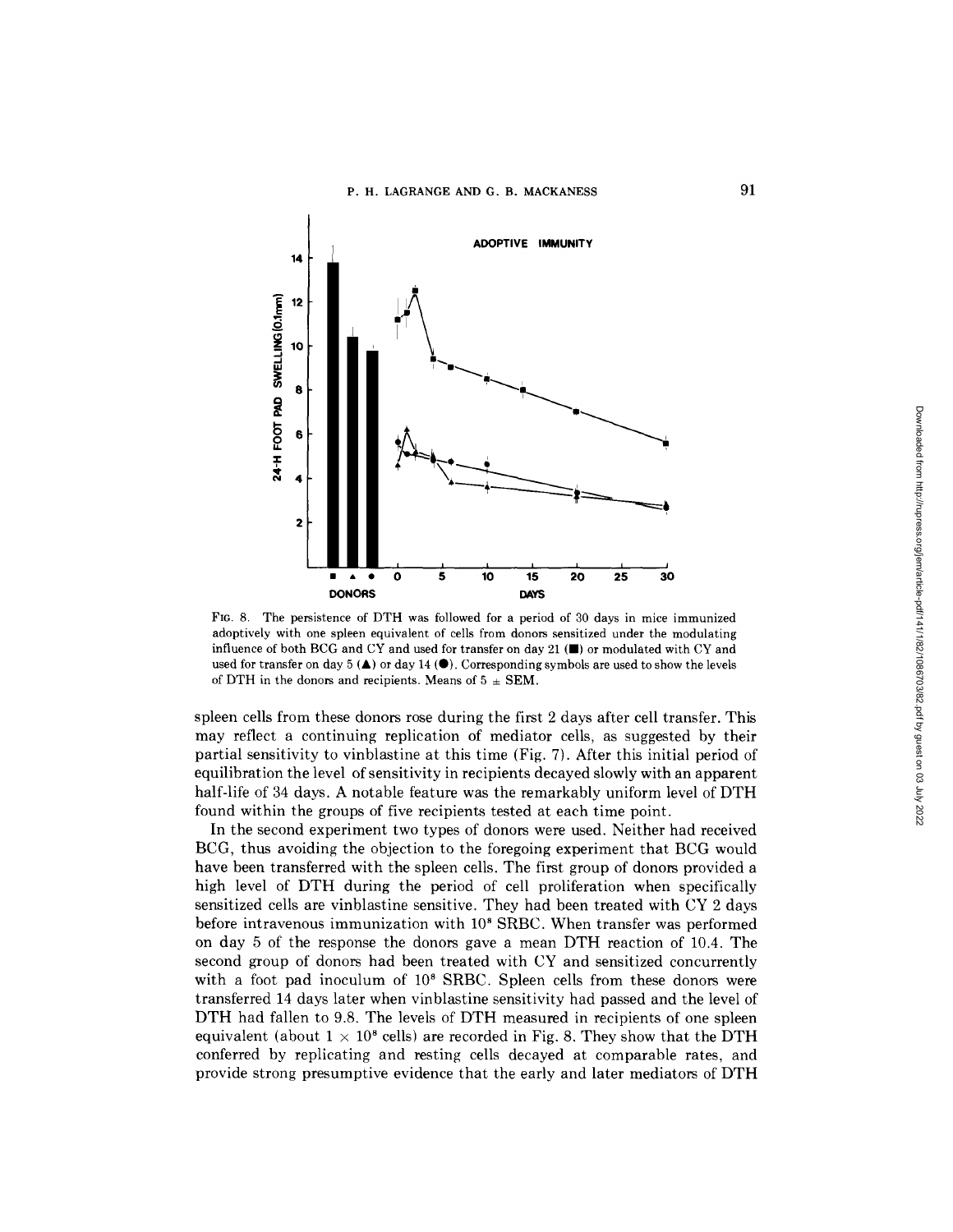FIG. 8. The persistence of DTH was followed for a period of 30 days in mice immunized adoptively with one spleen equivalent of cells from donors sensitized under the modulating influence of both BCG and CY and used for transfer on day 21 (■) or modulated with CY and used for transfer on day 5 (▲) or day 14 (●). Corresponding symbols are used to show the levels of DTH in the donors and recipients. Means of 5 ± SEM.

spleen cells from these donors rose during the first 2 days after cell transfer. This may reflect a continuing replication of mediator cells, as suggested by their partial sensitivity to vinblastine at this time (Fig. 7). After this initial period of equilibration the level of sensitivity in recipients decayed slowly with an apparent half-life of 34 days. A notable feature was the remarkably uniform level of DTH found within the groups of five recipients tested at each time point.

In the second experiment two types of donors were used. Neither had received BCG, thus avoiding the objection to the foregoing experiment that BCG would have been transferred with the spleen cells. The first group of donors provided a high level of DTH during the period of cell proliferation when specifically sensitized cells are vinblastine sensitive. They had been treated with CY 2 days before intravenous immunization with $10^8$ SRBC. When transfer was performed on day 5 of the response the donors gave a mean DTH reaction of 10.4. The second group of donors had been treated with CY and sensitized concurrently with a foot pad inoculum of $10^8$ SRBC. Spleen cells from these donors were transferred 14 days later when vinblastine sensitivity had passed and the level of DTH had fallen to 9.8. The levels of DTH measured in recipients of one spleen equivalent (about $1 \times 10^8$ cells) are recorded in Fig. 8. They show that the DTH conferred by replicating and resting cells decayed at comparable rates, and provide strong presumptive evidence that the early and later mediators of DTH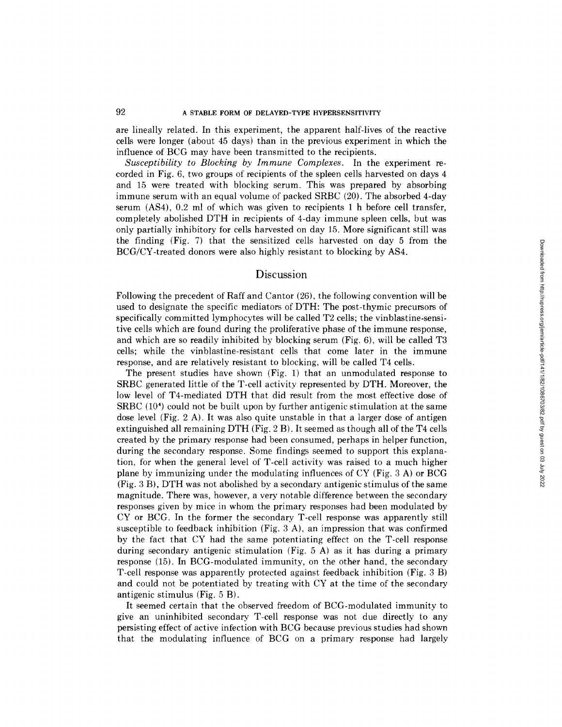are lineally related. In this experiment, the apparent half-lives of the reactive cells were longer (about 45 days) than in the previous experiment in which the influence of BCG may have been transmitted to the recipients.

*Susceptibility to Blocking by Immune Complexes.* In the experiment recorded in Fig. 6, two groups of recipients of the spleen cells harvested on days 4 and 15 were treated with blocking serum. This was prepared by absorbing immune serum with an equal volume of packed SRBC (20). The absorbed 4-day serum (AS4), 0.2 ml of which was given to recipients 1 h before cell transfer, completely abolished DTH in recipients of 4-day immune spleen cells, but was only partially inhibitory for cells harvested on day 15. More significant still was the finding (Fig. 7) that the sensitized cells harvested on day 5 from the BCG/CY-treated donors were also highly resistant to blocking by AS4.

## Discussion

Following the precedent of Raff and Cantor (26), the following convention will be used to designate the specific mediators of DTH: The post-thymic precursors of specifically committed lymphocytes will be called T2 cells; the vinblastine-sensitive cells which are found during the proliferative phase of the immune response, and which are so readily inhibited by blocking serum (Fig. 6), will be called T3 cells; while the vinblastine-resistant cells that come later in the immune response, and are relatively resistant to blocking, will be called T4 cells.

The present studies have shown (Fig. 1) that an unmodulated response to SRBC generated little of the T-cell activity represented by DTH. Moreover, the low level of T4-mediated DTH that did result from the most effective dose of SRBC ($10^4$) could not be built upon by further antigenic stimulation at the same dose level (Fig. 2 A). It was also quite unstable in that a larger dose of antigen extinguished all remaining DTH (Fig. 2 B). It seemed as though all of the T4 cells created by the primary response had been consumed, perhaps in helper function, during the secondary response. Some findings seemed to support this explanation, for when the general level of T-cell activity was raised to a much higher plane by immunizing under the modulating influences of CY (Fig. 3 A) or BCG (Fig. 3 B), DTH was not abolished by a secondary antigenic stimulus of the same magnitude. There was, however, a very notable difference between the secondary responses given by mice in whom the primary responses had been modulated by CY or BCG. In the former the secondary T-cell response was apparently still susceptible to feedback inhibition (Fig. 3 A), an impression that was confirmed by the fact that CY had the same potentiating effect on the T-cell response during secondary antigenic stimulation (Fig. 5 A) as it has during a primary response (15). In BCG-modulated immunity, on the other hand, the secondary T-cell response was apparently protected against feedback inhibition (Fig. 3 B) and could not be potentiated by treating with CY at the time of the secondary antigenic stimulus (Fig. 5 B).

It seemed certain that the observed freedom of BCG-modulated immunity to give an uninhibited secondary T-cell response was not due directly to any persisting effect of active infection with BCG because previous studies had shown that the modulating influence of BCG on a primary response had largely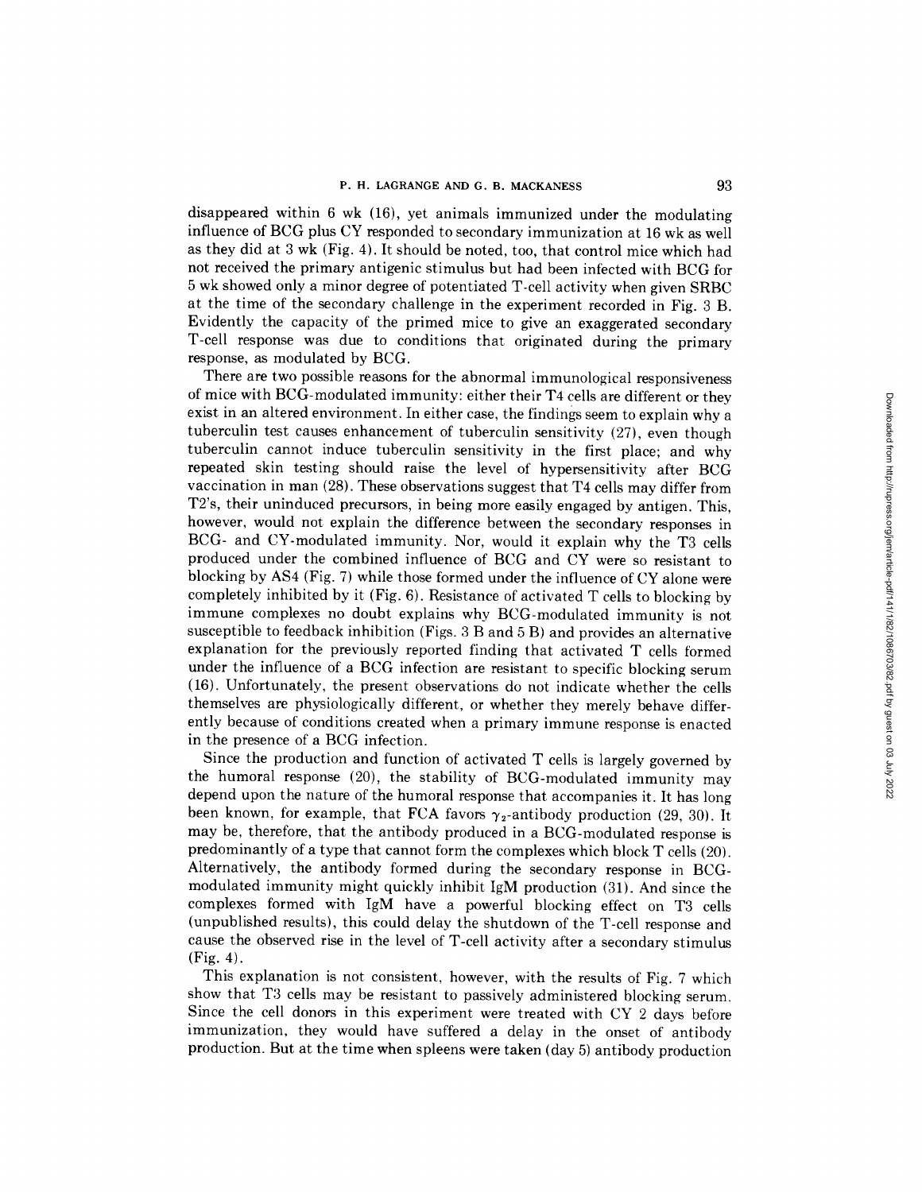disappeared within 6 wk (16), yet animals immunized under the modulating influence of BCG plus CY responded to secondary immunization at 16 wk as well as they did at 3 wk (Fig. 4). It should be noted, too, that control mice which had not received the primary antigenic stimulus but had been infected with BCG for 5 wk showed only a minor degree of potentiated T-cell activity when given SRBC at the time of the secondary challenge in the experiment recorded in Fig. 3 B. Evidently the capacity of the primed mice to give an exaggerated secondary T-cell response was due to conditions that originated during the primary response, as modulated by BCG.

There are two possible reasons for the abnormal immunological responsiveness of mice with BCG-modulated immunity: either their T4 cells are different or they exist in an altered environment. In either case, the findings seem to explain why a tuberculin test causes enhancement of tuberculin sensitivity (27), even though tuberculin cannot induce tuberculin sensitivity in the first place; and why repeated skin testing should raise the level of hypersensitivity after BCG vaccination in man (28). These observations suggest that T4 cells may differ from T2's, their uninduced precursors, in being more easily engaged by antigen. This, however, would not explain the difference between the secondary responses in BCG- and CY-modulated immunity. Nor, would it explain why the T3 cells produced under the combined influence of BCG and CY were so resistant to blocking by AS4 (Fig. 7) while those formed under the influence of CY alone were completely inhibited by it (Fig. 6). Resistance of activated T cells to blocking by immune complexes no doubt explains why BCG-modulated immunity is not susceptible to feedback inhibition (Figs. 3 B and 5 B) and provides an alternative explanation for the previously reported finding that activated T cells formed under the influence of a BCG infection are resistant to specific blocking serum (16). Unfortunately, the present observations do not indicate whether the cells themselves are physiologically different, or whether they merely behave differently because of conditions created when a primary immune response is enacted in the presence of a BCG infection.

Since the production and function of activated T cells is largely governed by the humoral response (20), the stability of BCG-modulated immunity may depend upon the nature of the humoral response that accompanies it. It has long been known, for example, that FCA favors $\gamma_2$-antibody production (29, 30). It may be, therefore, that the antibody produced in a BCG-modulated response is predominantly of a type that cannot form the complexes which block T cells (20). Alternatively, the antibody formed during the secondary response in BCG-modulated immunity might quickly inhibit IgM production (31). And since the complexes formed with IgM have a powerful blocking effect on T3 cells (unpublished results), this could delay the shutdown of the T-cell response and cause the observed rise in the level of T-cell activity after a secondary stimulus (Fig. 4).

This explanation is not consistent, however, with the results of Fig. 7 which show that T3 cells may be resistant to passively administered blocking serum. Since the cell donors in this experiment were treated with CY 2 days before immunization, they would have suffered a delay in the onset of antibody production. But at the time when spleens were taken (day 5) antibody production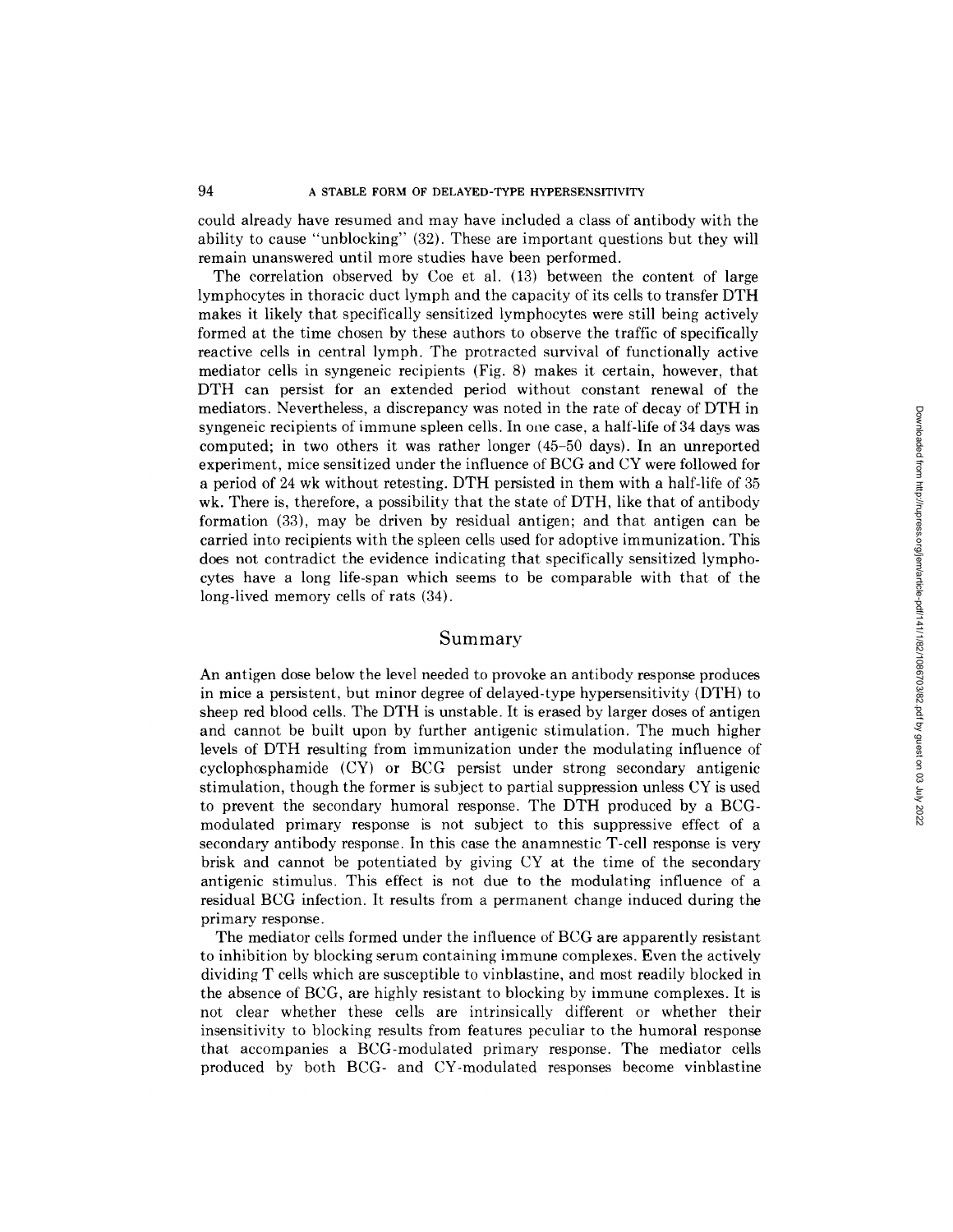could already have resumed and may have included a class of antibody with the ability to cause "unblocking" (32). These are important questions but they will remain unanswered until more studies have been performed.

The correlation observed by Coe et al. (13) between the content of large lymphocytes in thoracic duct lymph and the capacity of its cells to transfer DTH makes it likely that specifically sensitized lymphocytes were still being actively formed at the time chosen by these authors to observe the traffic of specifically reactive cells in central lymph. The protracted survival of functionally active mediator cells in syngeneic recipients (Fig. 8) makes it certain, however, that DTH can persist for an extended period without constant renewal of the mediators. Nevertheless, a discrepancy was noted in the rate of decay of DTH in syngeneic recipients of immune spleen cells. In one case, a half-life of 34 days was computed; in two others it was rather longer (45–50 days). In an unreported experiment, mice sensitized under the influence of BCG and CY were followed for a period of 24 wk without retesting. DTH persisted in them with a half-life of 35 wk. There is, therefore, a possibility that the state of DTH, like that of antibody formation (33), may be driven by residual antigen; and that antigen can be carried into recipients with the spleen cells used for adoptive immunization. This does not contradict the evidence indicating that specifically sensitized lymphocytes have a long life-span which seems to be comparable with that of the long-lived memory cells of rats (34).

## Summary

An antigen dose below the level needed to provoke an antibody response produces in mice a persistent, but minor degree of delayed-type hypersensitivity (DTH) to sheep red blood cells. The DTH is unstable. It is erased by larger doses of antigen and cannot be built upon by further antigenic stimulation. The much higher levels of DTH resulting from immunization under the modulating influence of cyclophosphamide (CY) or BCG persist under strong secondary antigenic stimulation, though the former is subject to partial suppression unless CY is used to prevent the secondary humoral response. The DTH produced by a BCG-modulated primary response is not subject to this suppressive effect of a secondary antibody response. In this case the anamnestic T-cell response is very brisk and cannot be potentiated by giving CY at the time of the secondary antigenic stimulus. This effect is not due to the modulating influence of a residual BCG infection. It results from a permanent change induced during the primary response.

The mediator cells formed under the influence of BCG are apparently resistant to inhibition by blocking serum containing immune complexes. Even the actively dividing T cells which are susceptible to vinblastine, and most readily blocked in the absence of BCG, are highly resistant to blocking by immune complexes. It is not clear whether these cells are intrinsically different or whether their insensitivity to blocking results from features peculiar to the humoral response that accompanies a BCG-modulated primary response. The mediator cells produced by both BCG- and CY-modulated responses become vinblastine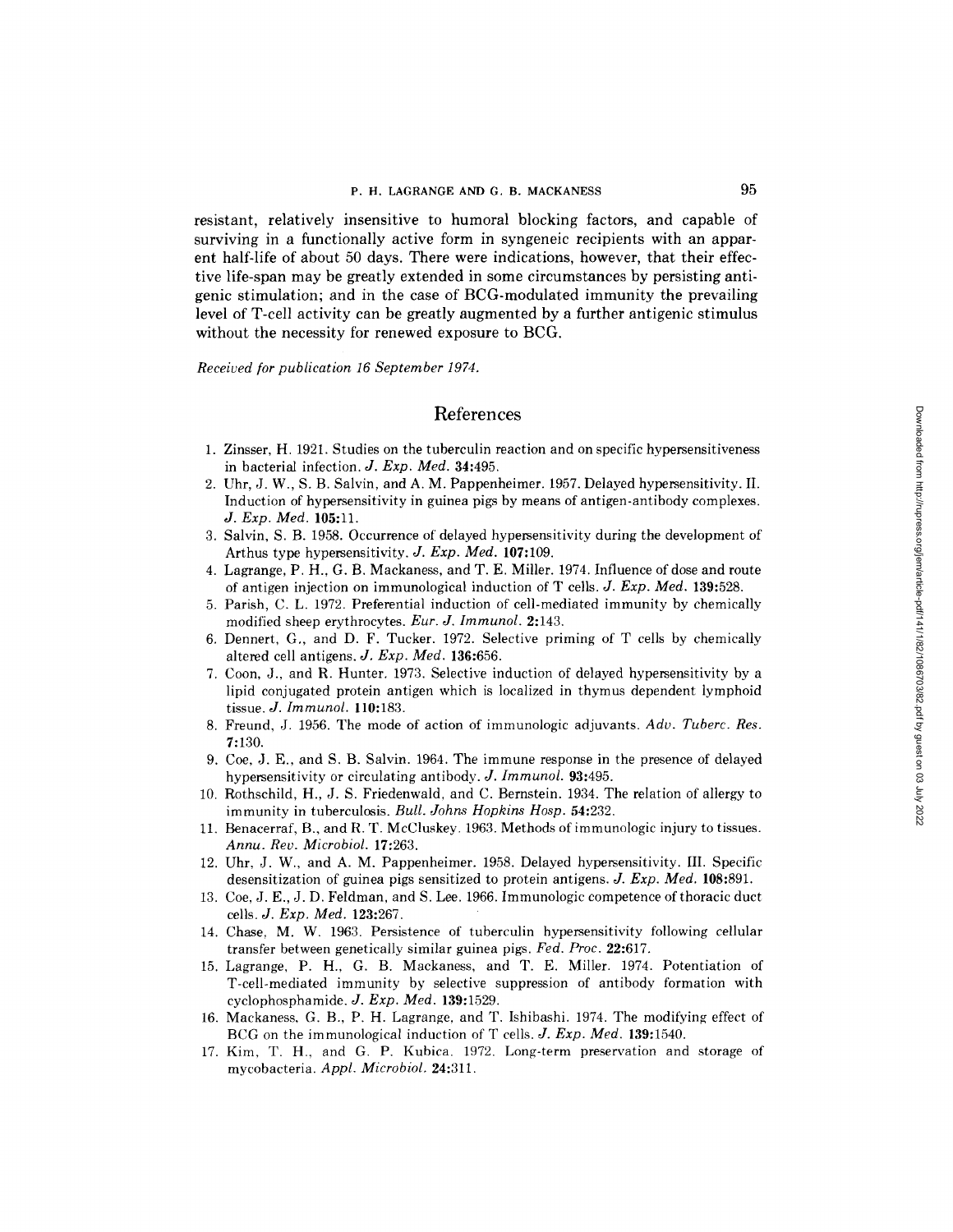resistant, relatively insensitive to humoral blocking factors, and capable of surviving in a functionally active form in syngeneic recipients with an apparent half-life of about 50 days. There were indications, however, that their effective life-span may be greatly extended in some circumstances by persisting antigenic stimulation; and in the case of BCG-modulated immunity the prevailing level of T-cell activity can be greatly augmented by a further antigenic stimulus without the necessity for renewed exposure to BCG.

*Received for publication 16 September 1974.*

## References

1. Zinsser, H. 1921. Studies on the tuberculin reaction and on specific hypersensitiveness in bacterial infection. *J. Exp. Med.* **34:**495.
2. Uhr, J. W., S. B. Salvin, and A. M. Pappenheimer. 1957. Delayed hypersensitivity. II. Induction of hypersensitivity in guinea pigs by means of antigen-antibody complexes. *J. Exp. Med.* **105:**11.
3. Salvin, S. B. 1958. Occurrence of delayed hypersensitivity during the development of Arthus type hypersensitivity. *J. Exp. Med.* **107:**109.
4. Lagrange, P. H., G. B. Mackaness, and T. E. Miller. 1974. Influence of dose and route of antigen injection on immunological induction of T cells. *J. Exp. Med.* **139:**528.
5. Parish, C. L. 1972. Preferential induction of cell-mediated immunity by chemically modified sheep erythrocytes. *Eur. J. Immunol.* **2:**143.
6. Dennert, G., and D. F. Tucker. 1972. Selective priming of T cells by chemically altered cell antigens. *J. Exp. Med.* **136:**656.
7. Coon, J., and R. Hunter. 1973. Selective induction of delayed hypersensitivity by a lipid conjugated protein antigen which is localized in thymus dependent lymphoid tissue. *J. Immunol.* **110:**183.
8. Freund, J. 1956. The mode of action of immunologic adjuvants. *Adv. Tuberc. Res.* **7:**130.
9. Coe, J. E., and S. B. Salvin. 1964. The immune response in the presence of delayed hypersensitivity or circulating antibody. *J. Immunol.* **93:**495.
10. Rothschild, H., J. S. Friedenwald, and C. Bernstein. 1934. The relation of allergy to immunity in tuberculosis. *Bull. Johns Hopkins Hosp.* **54:**232.
11. Benacerraf, B., and R. T. McCluskey. 1963. Methods of immunologic injury to tissues. *Annu. Rev. Microbiol.* **17:**263.
12. Uhr, J. W., and A. M. Pappenheimer. 1958. Delayed hypersensitivity. III. Specific desensitization of guinea pigs sensitized to protein antigens. *J. Exp. Med.* **108:**891.
13. Coe, J. E., J. D. Feldman, and S. Lee. 1966. Immunologic competence of thoracic duct cells. *J. Exp. Med.* **123:**267.
14. Chase, M. W. 1963. Persistence of tuberculin hypersensitivity following cellular transfer between genetically similar guinea pigs. *Fed. Proc.* **22:**617.
15. Lagrange, P. H., G. B. Mackaness, and T. E. Miller. 1974. Potentiation of T-cell-mediated immunity by selective suppression of antibody formation with cyclophosphamide. *J. Exp. Med.* **139:**1529.
16. Mackaness, G. B., P. H. Lagrange, and T. Ishibashi. 1974. The modifying effect of BCG on the immunological induction of T cells. *J. Exp. Med.* **139:**1540.
17. Kim, T. H., and G. P. Kubica. 1972. Long-term preservation and storage of mycobacteria. *Appl. Microbiol.* **24:**311.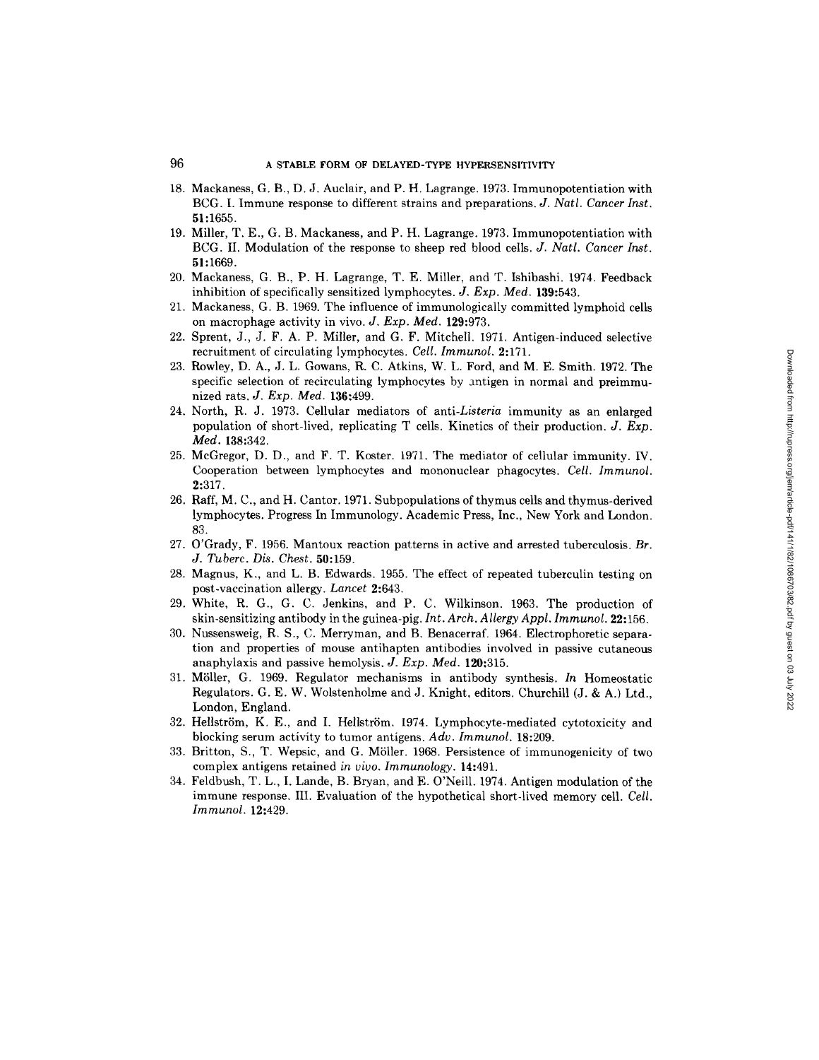18. Mackaness, G. B., D. J. Auclair, and P. H. Lagrange. 1973. Immunopotentiation with BCG. I. Immune response to different strains and preparations. *J. Natl. Cancer Inst.* **51**:1655.
19. Miller, T. E., G. B. Mackaness, and P. H. Lagrange. 1973. Immunopotentiation with BCG. II. Modulation of the response to sheep red blood cells. *J. Natl. Cancer Inst.* **51**:1669.
20. Mackaness, G. B., P. H. Lagrange, T. E. Miller, and T. Ishibashi. 1974. Feedback inhibition of specifically sensitized lymphocytes. *J. Exp. Med.* **139**:543.
21. Mackaness, G. B. 1969. The influence of immunologically committed lymphoid cells on macrophage activity in vivo. *J. Exp. Med.* **129**:973.
22. Sprent, J., J. F. A. P. Miller, and G. F. Mitchell. 1971. Antigen-induced selective recruitment of circulating lymphocytes. *Cell. Immunol.* **2**:171.
23. Rowley, D. A., J. L. Gowans, R. C. Atkins, W. L. Ford, and M. E. Smith. 1972. The specific selection of recirculating lymphocytes by antigen in normal and preimmunized rats. *J. Exp. Med.* **136**:499.
24. North, R. J. 1973. Cellular mediators of anti-*Listeria* immunity as an enlarged population of short-lived, replicating T cells. Kinetics of their production. *J. Exp. Med.* **138**:342.
25. McGregor, D. D., and F. T. Koster. 1971. The mediator of cellular immunity. IV. Cooperation between lymphocytes and mononuclear phagocytes. *Cell. Immunol.* **2**:317.
26. Raff, M. C., and H. Cantor. 1971. Subpopulations of thymus cells and thymus-derived lymphocytes. Progress In Immunology. Academic Press, Inc., New York and London. 83.
27. O'Grady, F. 1956. Mantoux reaction patterns in active and arrested tuberculosis. *Br. J. Tuberc. Dis. Chest.* **50**:159.
28. Magnus, K., and L. B. Edwards. 1955. The effect of repeated tuberculin testing on post-vaccination allergy. *Lancet* **2**:643.
29. White, R. G., G. C. Jenkins, and P. C. Wilkinson. 1963. The production of skin-sensitizing antibody in the guinea-pig. *Int. Arch. Allergy Appl. Immunol.* **22**:156.
30. Nussensweig, R. S., C. Merryman, and B. Benacerraf. 1964. Electrophoretic separation and properties of mouse antihapten antibodies involved in passive cutaneous anaphylaxis and passive hemolysis. *J. Exp. Med.* **120**:315.
31. Möller, G. 1969. Regulator mechanisms in antibody synthesis. *In* Homeostatic Regulators. G. E. W. Wolstenholme and J. Knight, editors. Churchill (J. & A.) Ltd., London, England.
32. Hellström, K. E., and I. Hellström. 1974. Lymphocyte-mediated cytotoxicity and blocking serum activity to tumor antigens. *Adv. Immunol.* **18**:209.
33. Britton, S., T. Wepsic, and G. Möller. 1968. Persistence of immunogenicity of two complex antigens retained *in vivo*. *Immunology.* **14**:491.
34. Feldbush, T. L., I. Lande, B. Bryan, and E. O'Neill. 1974. Antigen modulation of the immune response. III. Evaluation of the hypothetical short-lived memory cell. *Cell. Immunol.* **12**:429.